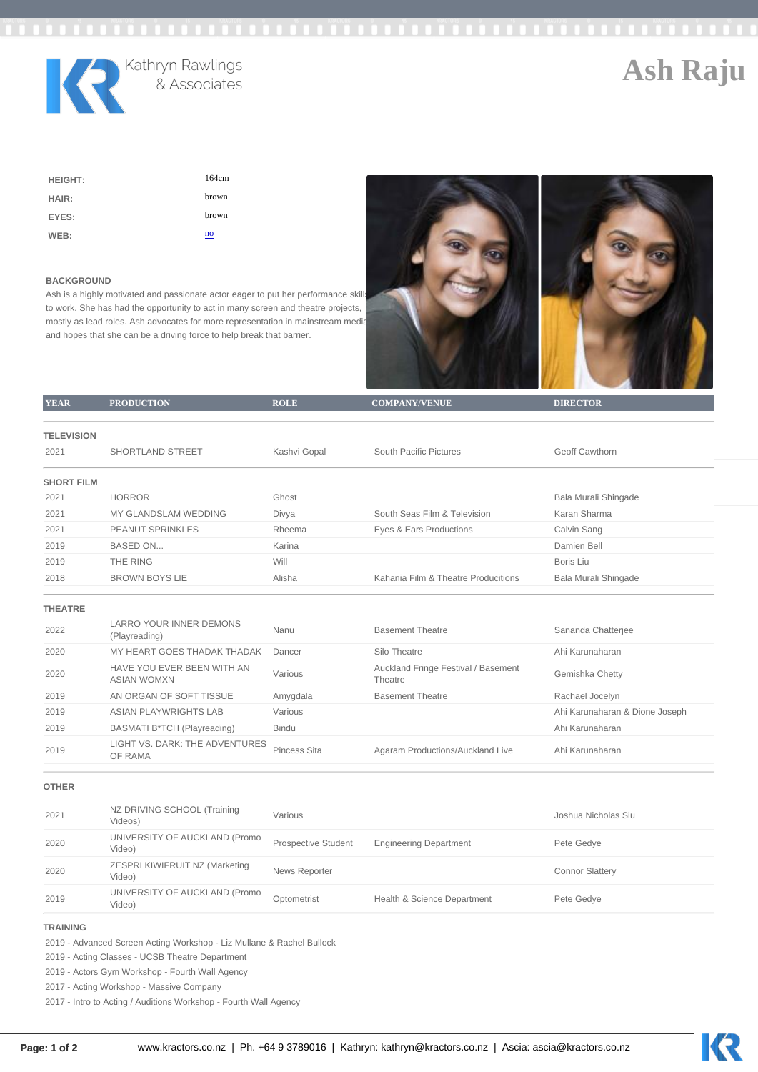Kathryn Rawlings & Associates

# Ash Raju

| | |
|---|---|
| HEIGHT: | 164cm |
| HAIR: | brown |
| EYES: | brown |
| WEB: | no |

## BACKGROUND

Ash is a highly motivated and passionate actor eager to put her performance skills to work. She has had the opportunity to act in many screen and theatre projects, mostly as lead roles. Ash advocates for more representation in mainstream media and hopes that she can be a driving force to help break that barrier.

| YEAR | PRODUCTION | ROLE | COMPANY/VENUE | DIRECTOR |
|---|---|---|---|---|
| **TELEVISION** | | | | |
| 2021 | SHORTLAND STREET | Kashvi Gopal | South Pacific Pictures | Geoff Cawthorn |
| **SHORT FILM** | | | | |
| 2021 | HORROR | Ghost | | Bala Murali Shingade |
| 2021 | MY GLANDSLAM WEDDING | Divya | South Seas Film & Television | Karan Sharma |
| 2021 | PEANUT SPRINKLES | Rheema | Eyes & Ears Productions | Calvin Sang |
| 2019 | BASED ON... | Karina | | Damien Bell |
| 2019 | THE RING | Will | | Boris Liu |
| 2018 | BROWN BOYS LIE | Alisha | Kahania Film & Theatre Producitions | Bala Murali Shingade |
| **THEATRE** | | | | |
| 2022 | LARRO YOUR INNER DEMONS (Playreading) | Nanu | Basement Theatre | Sananda Chatterjee |
| 2020 | MY HEART GOES THADAK THADAK | Dancer | Silo Theatre | Ahi Karunaharan |
| 2020 | HAVE YOU EVER BEEN WITH AN ASIAN WOMXN | Various | Auckland Fringe Festival / Basement Theatre | Gemishka Chetty |
| 2019 | AN ORGAN OF SOFT TISSUE | Amygdala | Basement Theatre | Rachael Jocelyn |
| 2019 | ASIAN PLAYWRIGHTS LAB | Various | | Ahi Karunaharan & Dione Joseph |
| 2019 | BASMATI B*TCH (Playreading) | Bindu | | Ahi Karunaharan |
| 2019 | LIGHT VS. DARK: THE ADVENTURES OF RAMA | Pincess Sita | Agaram Productions/Auckland Live | Ahi Karunaharan |
| **OTHER** | | | | |
| 2021 | NZ DRIVING SCHOOL (Training Videos) | Various | | Joshua Nicholas Siu |
| 2020 | UNIVERSITY OF AUCKLAND (Promo Video) | Prospective Student | Engineering Department | Pete Gedye |
| 2020 | ZESPRI KIWIFRUIT NZ (Marketing Video) | News Reporter | | Connor Slattery |
| 2019 | UNIVERSITY OF AUCKLAND (Promo Video) | Optometrist | Health & Science Department | Pete Gedye |

## TRAINING

2019 - Advanced Screen Acting Workshop - Liz Mullane & Rachel Bullock
2019 - Acting Classes - UCSB Theatre Department
2019 - Actors Gym Workshop - Fourth Wall Agency
2017 - Acting Workshop - Massive Company
2017 - Intro to Acting / Auditions Workshop - Fourth Wall Agency

www.kractors.co.nz | Ph. +64 9 3789016 | Kathryn: kathryn@kractors.co.nz | Ascia: ascia@kractors.co.nz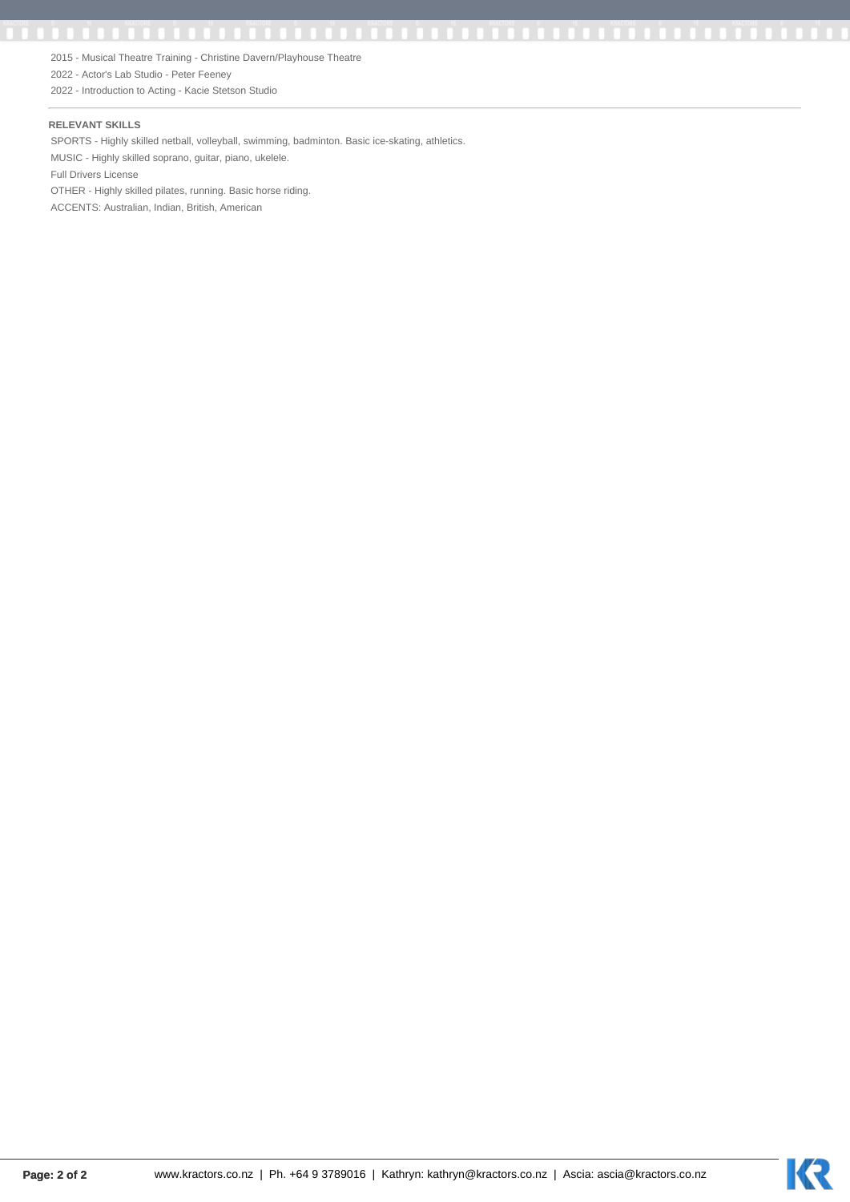2015 - Musical Theatre Training - Christine Davern/Playhouse Theatre

2022 - Actor's Lab Studio - Peter Feeney

2022 - Introduction to Acting - Kacie Stetson Studio

**RELEVANT SKILLS**

SPORTS - Highly skilled netball, volleyball, swimming, badminton. Basic ice-skating, athletics.

MUSIC - Highly skilled soprano, guitar, piano, ukelele.

Full Drivers License

OTHER - Highly skilled pilates, running. Basic horse riding.

ACCENTS: Australian, Indian, British, American